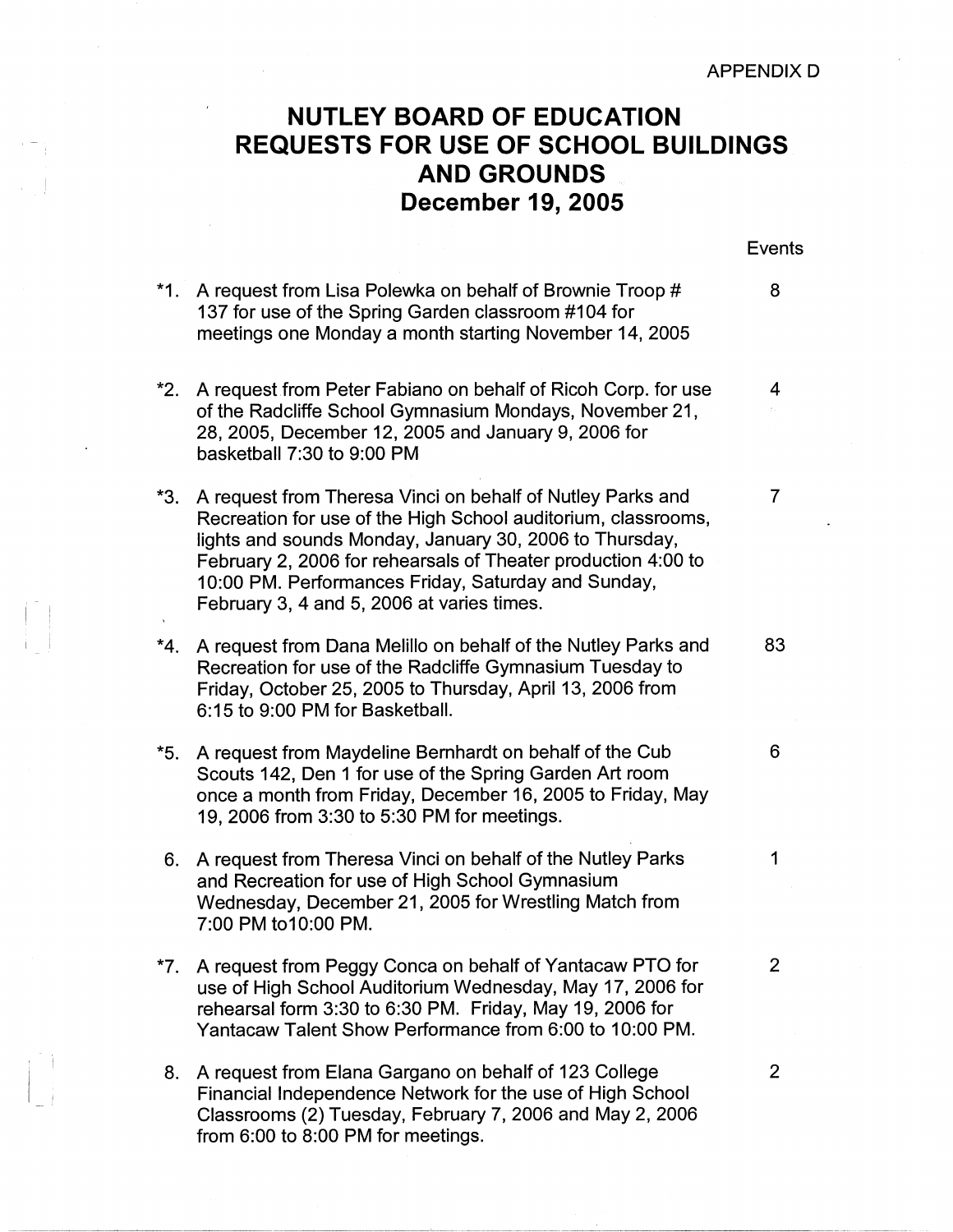APPENDIX D

# NUTLEY BOARD OF EDUCATION REQUESTS FOR USE OF SCHOOL BUILDINGS AND GROUNDS December 19, 2005

| | Request | Events |
|---|---|---|
| *1. | A request from Lisa Polewka on behalf of Brownie Troop # 137 for use of the Spring Garden classroom #104 for meetings one Monday a month starting November 14, 2005 | 8 |
| *2. | A request from Peter Fabiano on behalf of Ricoh Corp. for use of the Radcliffe School Gymnasium Mondays, November 21, 28, 2005, December 12, 2005 and January 9, 2006 for basketball 7:30 to 9:00 PM | 4 |
| *3. | A request from Theresa Vinci on behalf of Nutley Parks and Recreation for use of the High School auditorium, classrooms, lights and sounds Monday, January 30, 2006 to Thursday, February 2, 2006 for rehearsals of Theater production 4:00 to 10:00 PM. Performances Friday, Saturday and Sunday, February 3, 4 and 5, 2006 at varies times. | 7 |
| *4. | A request from Dana Melillo on behalf of the Nutley Parks and Recreation for use of the Radcliffe Gymnasium Tuesday to Friday, October 25, 2005 to Thursday, April 13, 2006 from 6:15 to 9:00 PM for Basketball. | 83 |
| *5. | A request from Maydeline Bernhardt on behalf of the Cub Scouts 142, Den 1 for use of the Spring Garden Art room once a month from Friday, December 16, 2005 to Friday, May 19, 2006 from 3:30 to 5:30 PM for meetings. | 6 |
| 6. | A request from Theresa Vinci on behalf of the Nutley Parks and Recreation for use of High School Gymnasium Wednesday, December 21, 2005 for Wrestling Match from 7:00 PM to10:00 PM. | 1 |
| *7. | A request from Peggy Conca on behalf of Yantacaw PTO for use of High School Auditorium Wednesday, May 17, 2006 for rehearsal form 3:30 to 6:30 PM. Friday, May 19, 2006 for Yantacaw Talent Show Performance from 6:00 to 10:00 PM. | 2 |
| 8. | A request from Elana Gargano on behalf of 123 College Financial Independence Network for the use of High School Classrooms (2) Tuesday, February 7, 2006 and May 2, 2006 from 6:00 to 8:00 PM for meetings. | 2 |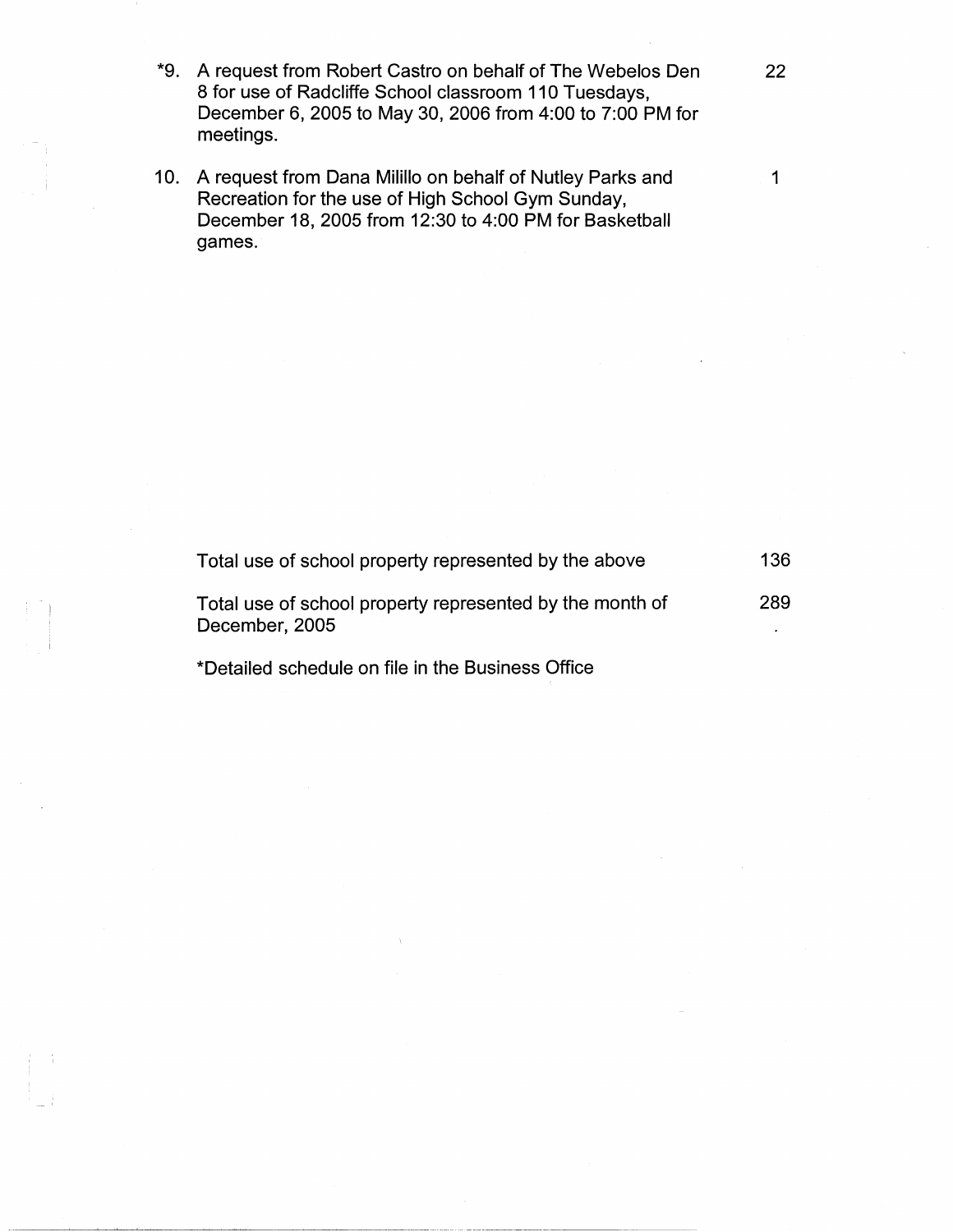| | | |
|---|---|---|
| *9. | A request from Robert Castro on behalf of The Webelos Den 8 for use of Radcliffe School classroom 110 Tuesdays, December 6, 2005 to May 30, 2006 from 4:00 to 7:00 PM for meetings. | 22 |
| 10. | A request from Dana Milillo on behalf of Nutley Parks and Recreation for the use of High School Gym Sunday, December 18, 2005 from 12:30 to 4:00 PM for Basketball games. | 1 |

| | |
|---|---|
| Total use of school property represented by the above | 136 |
| Total use of school property represented by the month of December, 2005 | 289 |

*Detailed schedule on file in the Business Office